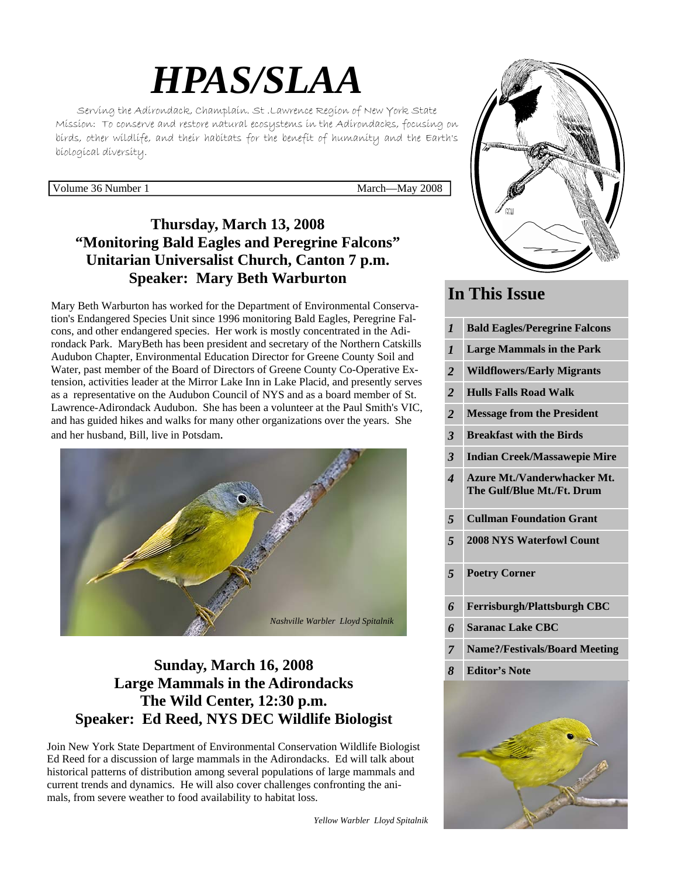# *HPAS/SLAA*

Serving the Adirondack, Champlain. St .Lawrence Region of New York State
Mission: To conserve and restore natural ecosystems in the Adirondacks, focusing on birds, other wildlife, and their habitats for the benefit of humanity and the Earth's biological diversity.

Volume 36 Number 1 March—May 2008

## Thursday, March 13, 2008
## "Monitoring Bald Eagles and Peregrine Falcons"
## Unitarian Universalist Church, Canton 7 p.m.
## Speaker: Mary Beth Warburton

Mary Beth Warburton has worked for the Department of Environmental Conservation's Endangered Species Unit since 1996 monitoring Bald Eagles, Peregrine Falcons, and other endangered species. Her work is mostly concentrated in the Adirondack Park. MaryBeth has been president and secretary of the Northern Catskills Audubon Chapter, Environmental Education Director for Greene County Soil and Water, past member of the Board of Directors of Greene County Co-Operative Extension, activities leader at the Mirror Lake Inn in Lake Placid, and presently serves as a representative on the Audubon Council of NYS and as a board member of St. Lawrence-Adirondack Audubon. She has been a volunteer at the Paul Smith's VIC, and has guided hikes and walks for many other organizations over the years. She and her husband, Bill, live in Potsdam.

*Nashville Warbler Lloyd Spitalnik*

## Sunday, March 16, 2008
## Large Mammals in the Adirondacks
## The Wild Center, 12:30 p.m.
## Speaker: Ed Reed, NYS DEC Wildlife Biologist

Join New York State Department of Environmental Conservation Wildlife Biologist Ed Reed for a discussion of large mammals in the Adirondacks. Ed will talk about historical patterns of distribution among several populations of large mammals and current trends and dynamics. He will also cover challenges confronting the animals, from severe weather to food availability to habitat loss.

## In This Issue

| | |
|---|---|
| *1* | **Bald Eagles/Peregrine Falcons** |
| *1* | **Large Mammals in the Park** |
| *2* | **Wildflowers/Early Migrants** |
| *2* | **Hulls Falls Road Walk** |
| *2* | **Message from the President** |
| *3* | **Breakfast with the Birds** |
| *3* | **Indian Creek/Massawepie Mire** |
| *4* | **Azure Mt./Vanderwhacker Mt. The Gulf/Blue Mt./Ft. Drum** |
| *5* | **Cullman Foundation Grant** |
| *5* | **2008 NYS Waterfowl Count** |
| *5* | **Poetry Corner** |
| *6* | **Ferrisburgh/Plattsburgh CBC** |
| *6* | **Saranac Lake CBC** |
| *7* | **Name?/Festivals/Board Meeting** |
| *8* | **Editor's Note** |

*Yellow Warbler Lloyd Spitalnik*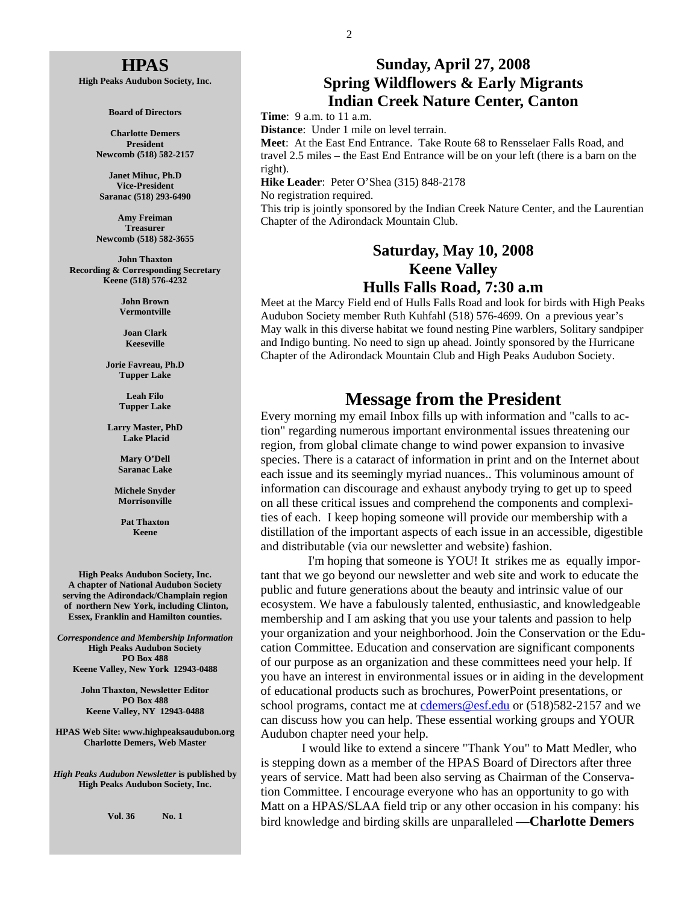# HPAS

**High Peaks Audubon Society, Inc.**

**Board of Directors**

**Charlotte Demers**
**President**
**Newcomb (518) 582-2157**

**Janet Mihuc, Ph.D**
**Vice-President**
**Saranac (518) 293-6490**

**Amy Freiman**
**Treasurer**
**Newcomb (518) 582-3655**

**John Thaxton**
**Recording & Corresponding Secretary**
**Keene (518) 576-4232**

**John Brown**
**Vermontville**

**Joan Clark**
**Keeseville**

**Jorie Favreau, Ph.D**
**Tupper Lake**

**Leah Filo**
**Tupper Lake**

**Larry Master, PhD**
**Lake Placid**

**Mary O'Dell**
**Saranac Lake**

**Michele Snyder**
**Morrisonville**

**Pat Thaxton**
**Keene**

**High Peaks Audubon Society, Inc.**
**A chapter of National Audubon Society serving the Adirondack/Champlain region of northern New York, including Clinton, Essex, Franklin and Hamilton counties.**

***Correspondence and Membership Information***
**High Peaks Audubon Society**
**PO Box 488**
**Keene Valley, New York 12943-0488**

**John Thaxton, Newsletter Editor**
**PO Box 488**
**Keene Valley, NY 12943-0488**

**HPAS Web Site: www.highpeaksaudubon.org**
**Charlotte Demers, Web Master**

***High Peaks Audubon Newsletter*** **is published by High Peaks Audubon Society, Inc.**

**Vol. 36 No. 1**

## Sunday, April 27, 2008
## Spring Wildflowers & Early Migrants
## Indian Creek Nature Center, Canton

**Time**: 9 a.m. to 11 a.m.
**Distance**: Under 1 mile on level terrain.
**Meet**: At the East End Entrance. Take Route 68 to Rensselaer Falls Road, and travel 2.5 miles – the East End Entrance will be on your left (there is a barn on the right).
**Hike Leader**: Peter O'Shea (315) 848-2178
No registration required.
This trip is jointly sponsored by the Indian Creek Nature Center, and the Laurentian Chapter of the Adirondack Mountain Club.

## Saturday, May 10, 2008
## Keene Valley
## Hulls Falls Road, 7:30 a.m

Meet at the Marcy Field end of Hulls Falls Road and look for birds with High Peaks Audubon Society member Ruth Kuhfahl (518) 576-4699. On a previous year's May walk in this diverse habitat we found nesting Pine warblers, Solitary sandpiper and Indigo bunting. No need to sign up ahead. Jointly sponsored by the Hurricane Chapter of the Adirondack Mountain Club and High Peaks Audubon Society.

## Message from the President

Every morning my email Inbox fills up with information and "calls to action" regarding numerous important environmental issues threatening our region, from global climate change to wind power expansion to invasive species. There is a cataract of information in print and on the Internet about each issue and its seemingly myriad nuances.. This voluminous amount of information can discourage and exhaust anybody trying to get up to speed on all these critical issues and comprehend the components and complexities of each. I keep hoping someone will provide our membership with a distillation of the important aspects of each issue in an accessible, digestible and distributable (via our newsletter and website) fashion.

I'm hoping that someone is YOU! It strikes me as equally important that we go beyond our newsletter and web site and work to educate the public and future generations about the beauty and intrinsic value of our ecosystem. We have a fabulously talented, enthusiastic, and knowledgeable membership and I am asking that you use your talents and passion to help your organization and your neighborhood. Join the Conservation or the Education Committee. Education and conservation are significant components of our purpose as an organization and these committees need your help. If you have an interest in environmental issues or in aiding in the development of educational products such as brochures, PowerPoint presentations, or school programs, contact me at cdemers@esf.edu or (518)582-2157 and we can discuss how you can help. These essential working groups and YOUR Audubon chapter need your help.

I would like to extend a sincere "Thank You" to Matt Medler, who is stepping down as a member of the HPAS Board of Directors after three years of service. Matt had been also serving as Chairman of the Conservation Committee. I encourage everyone who has an opportunity to go with Matt on a HPAS/SLAA field trip or any other occasion in his company: his bird knowledge and birding skills are unparalleled **—Charlotte Demers**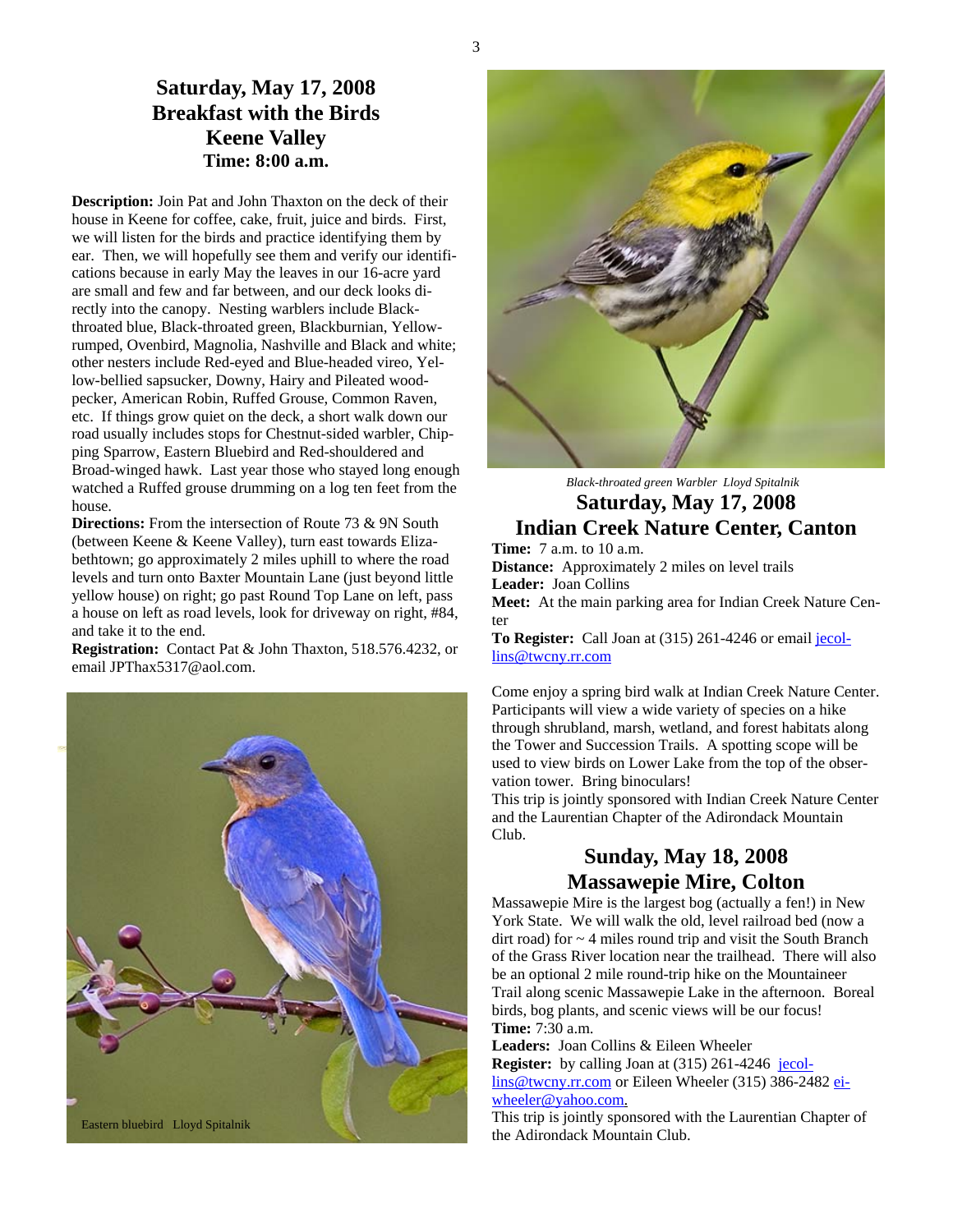## Saturday, May 17, 2008
## Breakfast with the Birds
## Keene Valley
### Time: 8:00 a.m.

**Description:** Join Pat and John Thaxton on the deck of their house in Keene for coffee, cake, fruit, juice and birds. First, we will listen for the birds and practice identifying them by ear. Then, we will hopefully see them and verify our identifications because in early May the leaves in our 16-acre yard are small and few and far between, and our deck looks directly into the canopy. Nesting warblers include Black-throated blue, Black-throated green, Blackburnian, Yellow-rumped, Ovenbird, Magnolia, Nashville and Black and white; other nesters include Red-eyed and Blue-headed vireo, Yellow-bellied sapsucker, Downy, Hairy and Pileated woodpecker, American Robin, Ruffed Grouse, Common Raven, etc. If things grow quiet on the deck, a short walk down our road usually includes stops for Chestnut-sided warbler, Chipping Sparrow, Eastern Bluebird and Red-shouldered and Broad-winged hawk. Last year those who stayed long enough watched a Ruffed grouse drumming on a log ten feet from the house.

**Directions:** From the intersection of Route 73 & 9N South (between Keene & Keene Valley), turn east towards Elizabethtown; go approximately 2 miles uphill to where the road levels and turn onto Baxter Mountain Lane (just beyond little yellow house) on right; go past Round Top Lane on left, pass a house on left as road levels, look for driveway on right, #84, and take it to the end.

**Registration:** Contact Pat & John Thaxton, 518.576.4232, or email JPThax5317@aol.com.

Eastern bluebird Lloyd Spitalnik

*Black-throated green Warbler Lloyd Spitalnik*

## Saturday, May 17, 2008
## Indian Creek Nature Center, Canton

**Time:** 7 a.m. to 10 a.m.
**Distance:** Approximately 2 miles on level trails
**Leader:** Joan Collins
**Meet:** At the main parking area for Indian Creek Nature Center
**To Register:** Call Joan at (315) 261-4246 or email jecollins@twcny.rr.com

Come enjoy a spring bird walk at Indian Creek Nature Center. Participants will view a wide variety of species on a hike through shrubland, marsh, wetland, and forest habitats along the Tower and Succession Trails. A spotting scope will be used to view birds on Lower Lake from the top of the observation tower. Bring binoculars!

This trip is jointly sponsored with Indian Creek Nature Center and the Laurentian Chapter of the Adirondack Mountain Club.

## Sunday, May 18, 2008
## Massawepie Mire, Colton

Massawepie Mire is the largest bog (actually a fen!) in New York State. We will walk the old, level railroad bed (now a dirt road) for ~ 4 miles round trip and visit the South Branch of the Grass River location near the trailhead. There will also be an optional 2 mile round-trip hike on the Mountaineer Trail along scenic Massawepie Lake in the afternoon. Boreal birds, bog plants, and scenic views will be our focus!

**Time:** 7:30 a.m.
**Leaders:** Joan Collins & Eileen Wheeler
**Register:** by calling Joan at (315) 261-4246 jecollins@twcny.rr.com or Eileen Wheeler (315) 386-2482 eiwheeler@yahoo.com.

This trip is jointly sponsored with the Laurentian Chapter of the Adirondack Mountain Club.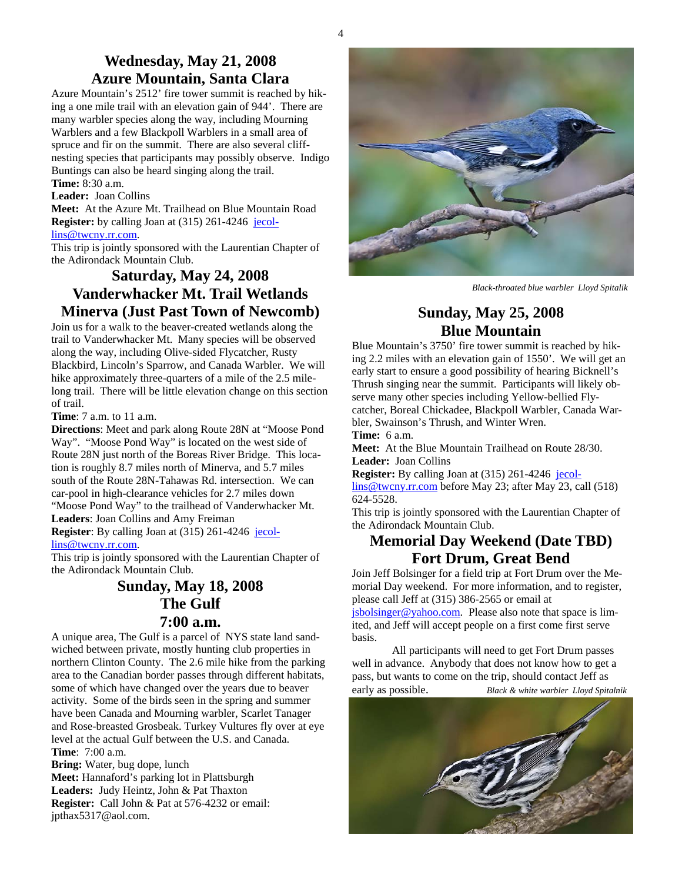## Wednesday, May 21, 2008
## Azure Mountain, Santa Clara

Azure Mountain's 2512' fire tower summit is reached by hiking a one mile trail with an elevation gain of 944'. There are many warbler species along the way, including Mourning Warblers and a few Blackpoll Warblers in a small area of spruce and fir on the summit. There are also several cliff-nesting species that participants may possibly observe. Indigo Buntings can also be heard singing along the trail.

**Time:** 8:30 a.m.

**Leader:** Joan Collins

**Meet:** At the Azure Mt. Trailhead on Blue Mountain Road

**Register:** by calling Joan at (315) 261-4246 jecollins@twcny.rr.com.

This trip is jointly sponsored with the Laurentian Chapter of the Adirondack Mountain Club.

## Saturday, May 24, 2008
## Vanderwhacker Mt. Trail Wetlands
## Minerva (Just Past Town of Newcomb)

Join us for a walk to the beaver-created wetlands along the trail to Vanderwhacker Mt. Many species will be observed along the way, including Olive-sided Flycatcher, Rusty Blackbird, Lincoln's Sparrow, and Canada Warbler. We will hike approximately three-quarters of a mile of the 2.5 mile-long trail. There will be little elevation change on this section of trail.

**Time**: 7 a.m. to 11 a.m.

**Directions**: Meet and park along Route 28N at "Moose Pond Way". "Moose Pond Way" is located on the west side of Route 28N just north of the Boreas River Bridge. This location is roughly 8.7 miles north of Minerva, and 5.7 miles south of the Route 28N-Tahawas Rd. intersection. We can car-pool in high-clearance vehicles for 2.7 miles down "Moose Pond Way" to the trailhead of Vanderwhacker Mt.

**Leaders**: Joan Collins and Amy Freiman

**Register**: By calling Joan at (315) 261-4246 jecollins@twcny.rr.com.

This trip is jointly sponsored with the Laurentian Chapter of the Adirondack Mountain Club.

## Sunday, May 18, 2008
## The Gulf
## 7:00 a.m.

A unique area, The Gulf is a parcel of NYS state land sandwiched between private, mostly hunting club properties in northern Clinton County. The 2.6 mile hike from the parking area to the Canadian border passes through different habitats, some of which have changed over the years due to beaver activity. Some of the birds seen in the spring and summer have been Canada and Mourning warbler, Scarlet Tanager and Rose-breasted Grosbeak. Turkey Vultures fly over at eye level at the actual Gulf between the U.S. and Canada.

**Time**: 7:00 a.m.

**Bring:** Water, bug dope, lunch

**Meet:** Hannaford's parking lot in Plattsburgh

**Leaders:** Judy Heintz, John & Pat Thaxton

**Register:** Call John & Pat at 576-4232 or email: jpthax5317@aol.com.

*Black-throated blue warbler Lloyd Spitalik*

## Sunday, May 25, 2008
## Blue Mountain

Blue Mountain's 3750' fire tower summit is reached by hiking 2.2 miles with an elevation gain of 1550'. We will get an early start to ensure a good possibility of hearing Bicknell's Thrush singing near the summit. Participants will likely observe many other species including Yellow-bellied Flycatcher, Boreal Chickadee, Blackpoll Warbler, Canada Warbler, Swainson's Thrush, and Winter Wren.

**Time:** 6 a.m.

**Meet:** At the Blue Mountain Trailhead on Route 28/30.

**Leader:** Joan Collins

**Register:** By calling Joan at (315) 261-4246 jecollins@twcny.rr.com before May 23; after May 23, call (518) 624-5528.

This trip is jointly sponsored with the Laurentian Chapter of the Adirondack Mountain Club.

## Memorial Day Weekend (Date TBD)
## Fort Drum, Great Bend

Join Jeff Bolsinger for a field trip at Fort Drum over the Memorial Day weekend. For more information, and to register, please call Jeff at (315) 386-2565 or email at jsbolsinger@yahoo.com. Please also note that space is limited, and Jeff will accept people on a first come first serve basis.

All participants will need to get Fort Drum passes well in advance. Anybody that does not know how to get a pass, but wants to come on the trip, should contact Jeff as early as possible.

*Black & white warbler Lloyd Spitalnik*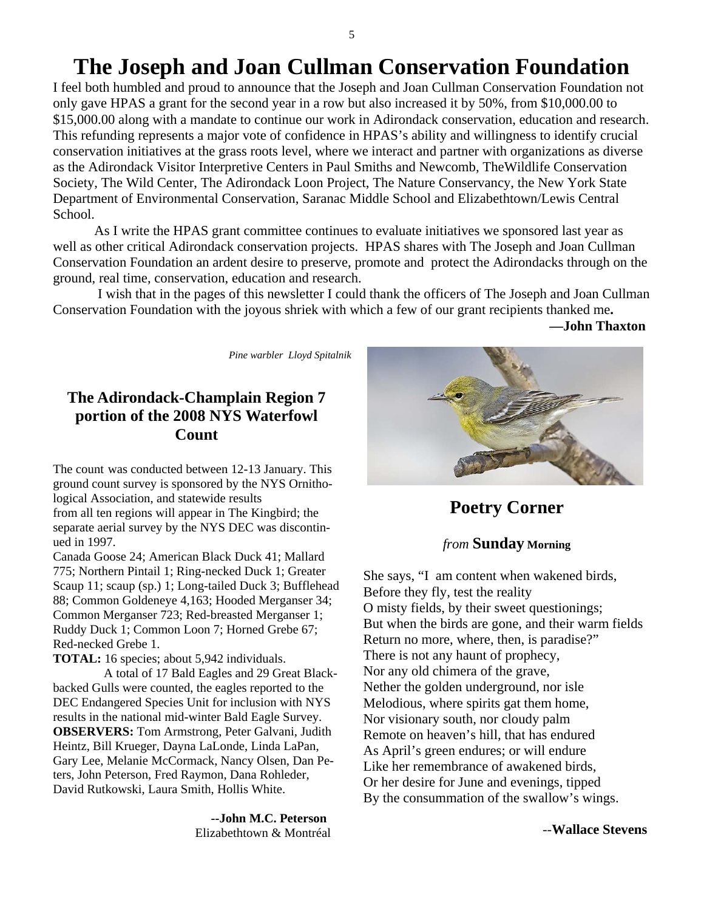# The Joseph and Joan Cullman Conservation Foundation

I feel both humbled and proud to announce that the Joseph and Joan Cullman Conservation Foundation not only gave HPAS a grant for the second year in a row but also increased it by 50%, from $10,000.00 to $15,000.00 along with a mandate to continue our work in Adirondack conservation, education and research. This refunding represents a major vote of confidence in HPAS's ability and willingness to identify crucial conservation initiatives at the grass roots level, where we interact and partner with organizations as diverse as the Adirondack Visitor Interpretive Centers in Paul Smiths and Newcomb, TheWildlife Conservation Society, The Wild Center, The Adirondack Loon Project, The Nature Conservancy, the New York State Department of Environmental Conservation, Saranac Middle School and Elizabethtown/Lewis Central School.

As I write the HPAS grant committee continues to evaluate initiatives we sponsored last year as well as other critical Adirondack conservation projects. HPAS shares with The Joseph and Joan Cullman Conservation Foundation an ardent desire to preserve, promote and protect the Adirondacks through on the ground, real time, conservation, education and research.

I wish that in the pages of this newsletter I could thank the officers of The Joseph and Joan Cullman Conservation Foundation with the joyous shriek with which a few of our grant recipients thanked me.

**—John Thaxton**

*Pine warbler Lloyd Spitalnik*

## The Adirondack-Champlain Region 7 portion of the 2008 NYS Waterfowl Count

The count was conducted between 12-13 January. This ground count survey is sponsored by the NYS Ornithological Association, and statewide results from all ten regions will appear in The Kingbird; the separate aerial survey by the NYS DEC was discontinued in 1997.

Canada Goose 24; American Black Duck 41; Mallard 775; Northern Pintail 1; Ring-necked Duck 1; Greater Scaup 11; scaup (sp.) 1; Long-tailed Duck 3; Bufflehead 88; Common Goldeneye 4,163; Hooded Merganser 34; Common Merganser 723; Red-breasted Merganser 1; Ruddy Duck 1; Common Loon 7; Horned Grebe 67; Red-necked Grebe 1.

**TOTAL:** 16 species; about 5,942 individuals.

A total of 17 Bald Eagles and 29 Great Black-backed Gulls were counted, the eagles reported to the DEC Endangered Species Unit for inclusion with NYS results in the national mid-winter Bald Eagle Survey.

**OBSERVERS:** Tom Armstrong, Peter Galvani, Judith Heintz, Bill Krueger, Dayna LaLonde, Linda LaPan, Gary Lee, Melanie McCormack, Nancy Olsen, Dan Peters, John Peterson, Fred Raymon, Dana Rohleder, David Rutkowski, Laura Smith, Hollis White.

**--John M.C. Peterson**
Elizabethtown & Montréal

## Poetry Corner

*from* **Sunday Morning**

She says, "I am content when wakened birds,
Before they fly, test the reality
O misty fields, by their sweet questionings;
But when the birds are gone, and their warm fields
Return no more, where, then, is paradise?"
There is not any haunt of prophecy,
Nor any old chimera of the grave,
Nether the golden underground, nor isle
Melodious, where spirits gat them home,
Nor visionary south, nor cloudy palm
Remote on heaven's hill, that has endured
As April's green endures; or will endure
Like her remembrance of awakened birds,
Or her desire for June and evenings, tipped
By the consummation of the swallow's wings.

--**Wallace Stevens**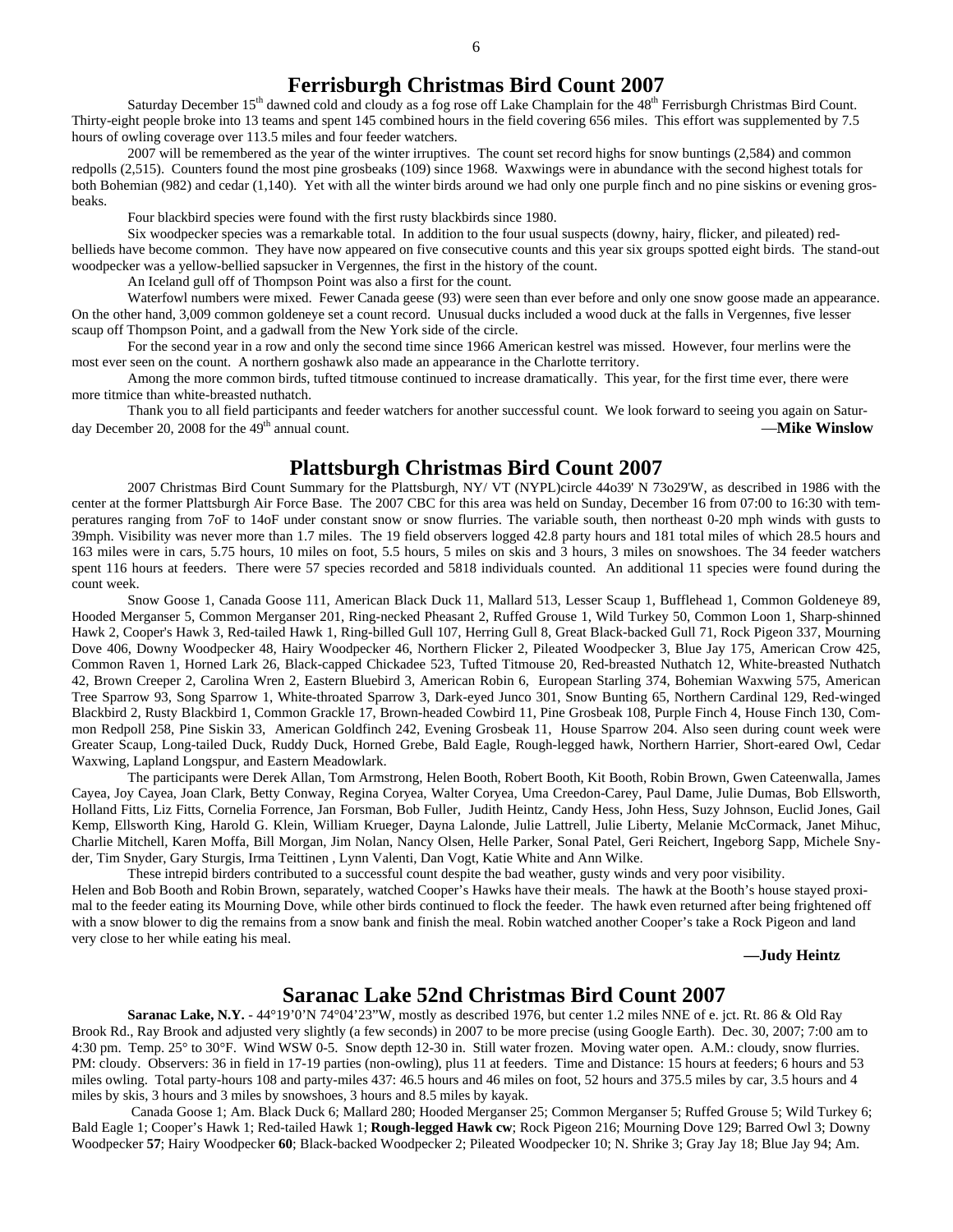# Ferrisburgh Christmas Bird Count 2007

Saturday December 15th dawned cold and cloudy as a fog rose off Lake Champlain for the 48th Ferrisburgh Christmas Bird Count. Thirty-eight people broke into 13 teams and spent 145 combined hours in the field covering 656 miles. This effort was supplemented by 7.5 hours of owling coverage over 113.5 miles and four feeder watchers.

2007 will be remembered as the year of the winter irruptives. The count set record highs for snow buntings (2,584) and common redpolls (2,515). Counters found the most pine grosbeaks (109) since 1968. Waxwings were in abundance with the second highest totals for both Bohemian (982) and cedar (1,140). Yet with all the winter birds around we had only one purple finch and no pine siskins or evening grosbeaks.

Four blackbird species were found with the first rusty blackbirds since 1980.

Six woodpecker species was a remarkable total. In addition to the four usual suspects (downy, hairy, flicker, and pileated) red-bellieds have become common. They have now appeared on five consecutive counts and this year six groups spotted eight birds. The stand-out woodpecker was a yellow-bellied sapsucker in Vergennes, the first in the history of the count.

An Iceland gull off of Thompson Point was also a first for the count.

Waterfowl numbers were mixed. Fewer Canada geese (93) were seen than ever before and only one snow goose made an appearance. On the other hand, 3,009 common goldeneye set a count record. Unusual ducks included a wood duck at the falls in Vergennes, five lesser scaup off Thompson Point, and a gadwall from the New York side of the circle.

For the second year in a row and only the second time since 1966 American kestrel was missed. However, four merlins were the most ever seen on the count. A northern goshawk also made an appearance in the Charlotte territory.

Among the more common birds, tufted titmouse continued to increase dramatically. This year, for the first time ever, there were more titmice than white-breasted nuthatch.

Thank you to all field participants and feeder watchers for another successful count. We look forward to seeing you again on Saturday December 20, 2008 for the 49th annual count.

—**Mike Winslow**

# Plattsburgh Christmas Bird Count 2007

2007 Christmas Bird Count Summary for the Plattsburgh, NY/ VT (NYPL)circle 44o39' N 73o29'W, as described in 1986 with the center at the former Plattsburgh Air Force Base. The 2007 CBC for this area was held on Sunday, December 16 from 07:00 to 16:30 with temperatures ranging from 7oF to 14oF under constant snow or snow flurries. The variable south, then northeast 0-20 mph winds with gusts to 39mph. Visibility was never more than 1.7 miles. The 19 field observers logged 42.8 party hours and 181 total miles of which 28.5 hours and 163 miles were in cars, 5.75 hours, 10 miles on foot, 5.5 hours, 5 miles on skis and 3 hours, 3 miles on snowshoes. The 34 feeder watchers spent 116 hours at feeders. There were 57 species recorded and 5818 individuals counted. An additional 11 species were found during the count week.

Snow Goose 1, Canada Goose 111, American Black Duck 11, Mallard 513, Lesser Scaup 1, Bufflehead 1, Common Goldeneye 89, Hooded Merganser 5, Common Merganser 201, Ring-necked Pheasant 2, Ruffed Grouse 1, Wild Turkey 50, Common Loon 1, Sharp-shinned Hawk 2, Cooper's Hawk 3, Red-tailed Hawk 1, Ring-billed Gull 107, Herring Gull 8, Great Black-backed Gull 71, Rock Pigeon 337, Mourning Dove 406, Downy Woodpecker 48, Hairy Woodpecker 46, Northern Flicker 2, Pileated Woodpecker 3, Blue Jay 175, American Crow 425, Common Raven 1, Horned Lark 26, Black-capped Chickadee 523, Tufted Titmouse 20, Red-breasted Nuthatch 12, White-breasted Nuthatch 42, Brown Creeper 2, Carolina Wren 2, Eastern Bluebird 3, American Robin 6, European Starling 374, Bohemian Waxwing 575, American Tree Sparrow 93, Song Sparrow 1, White-throated Sparrow 3, Dark-eyed Junco 301, Snow Bunting 65, Northern Cardinal 129, Red-winged Blackbird 2, Rusty Blackbird 1, Common Grackle 17, Brown-headed Cowbird 11, Pine Grosbeak 108, Purple Finch 4, House Finch 130, Common Redpoll 258, Pine Siskin 33, American Goldfinch 242, Evening Grosbeak 11, House Sparrow 204. Also seen during count week were Greater Scaup, Long-tailed Duck, Ruddy Duck, Horned Grebe, Bald Eagle, Rough-legged hawk, Northern Harrier, Short-eared Owl, Cedar Waxwing, Lapland Longspur, and Eastern Meadowlark.

The participants were Derek Allan, Tom Armstrong, Helen Booth, Robert Booth, Kit Booth, Robin Brown, Gwen Cateenwalla, James Cayea, Joy Cayea, Joan Clark, Betty Conway, Regina Coryea, Walter Coryea, Uma Creedon-Carey, Paul Dame, Julie Dumas, Bob Ellsworth, Holland Fitts, Liz Fitts, Cornelia Forrence, Jan Forsman, Bob Fuller, Judith Heintz, Candy Hess, John Hess, Suzy Johnson, Euclid Jones, Gail Kemp, Ellsworth King, Harold G. Klein, William Krueger, Dayna Lalonde, Julie Lattrell, Julie Liberty, Melanie McCormack, Janet Mihuc, Charlie Mitchell, Karen Moffa, Bill Morgan, Jim Nolan, Nancy Olsen, Helle Parker, Sonal Patel, Geri Reichert, Ingeborg Sapp, Michele Snyder, Tim Snyder, Gary Sturgis, Irma Teittinen , Lynn Valenti, Dan Vogt, Katie White and Ann Wilke.

These intrepid birders contributed to a successful count despite the bad weather, gusty winds and very poor visibility.

Helen and Bob Booth and Robin Brown, separately, watched Cooper's Hawks have their meals. The hawk at the Booth's house stayed proximal to the feeder eating its Mourning Dove, while other birds continued to flock the feeder. The hawk even returned after being frightened off with a snow blower to dig the remains from a snow bank and finish the meal. Robin watched another Cooper's take a Rock Pigeon and land very close to her while eating his meal.

**—Judy Heintz**

# Saranac Lake 52nd Christmas Bird Count 2007

**Saranac Lake, N.Y.** - 44°19'0'N 74°04'23"W, mostly as described 1976, but center 1.2 miles NNE of e. jct. Rt. 86 & Old Ray Brook Rd., Ray Brook and adjusted very slightly (a few seconds) in 2007 to be more precise (using Google Earth). Dec. 30, 2007; 7:00 am to 4:30 pm. Temp. 25° to 30°F. Wind WSW 0-5. Snow depth 12-30 in. Still water frozen. Moving water open. A.M.: cloudy, snow flurries. PM: cloudy. Observers: 36 in field in 17-19 parties (non-owling), plus 11 at feeders. Time and Distance: 15 hours at feeders; 6 hours and 53 miles owling. Total party-hours 108 and party-miles 437: 46.5 hours and 46 miles on foot, 52 hours and 375.5 miles by car, 3.5 hours and 4 miles by skis, 3 hours and 3 miles by snowshoes, 3 hours and 8.5 miles by kayak.

Canada Goose 1; Am. Black Duck 6; Mallard 280; Hooded Merganser 25; Common Merganser 5; Ruffed Grouse 5; Wild Turkey 6; Bald Eagle 1; Cooper's Hawk 1; Red-tailed Hawk 1; **Rough-legged Hawk cw**; Rock Pigeon 216; Mourning Dove 129; Barred Owl 3; Downy Woodpecker **57**; Hairy Woodpecker **60**; Black-backed Woodpecker 2; Pileated Woodpecker 10; N. Shrike 3; Gray Jay 18; Blue Jay 94; Am.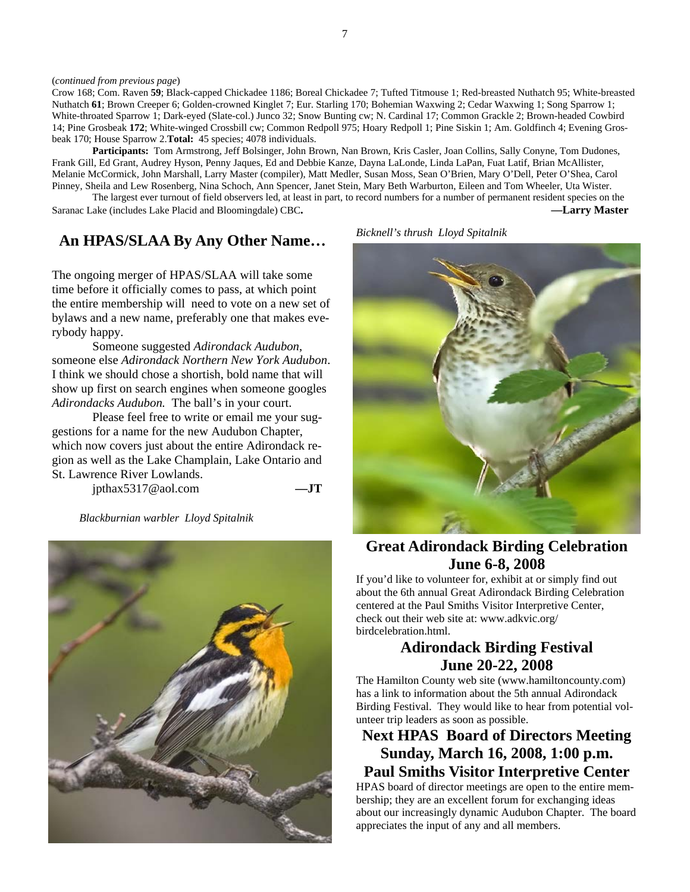(*continued from previous page*)

Crow 168; Com. Raven **59**; Black-capped Chickadee 1186; Boreal Chickadee 7; Tufted Titmouse 1; Red-breasted Nuthatch 95; White-breasted Nuthatch **61**; Brown Creeper 6; Golden-crowned Kinglet 7; Eur. Starling 170; Bohemian Waxwing 2; Cedar Waxwing 1; Song Sparrow 1; White-throated Sparrow 1; Dark-eyed (Slate-col.) Junco 32; Snow Bunting cw; N. Cardinal 17; Common Grackle 2; Brown-headed Cowbird 14; Pine Grosbeak **172**; White-winged Crossbill cw; Common Redpoll 975; Hoary Redpoll 1; Pine Siskin 1; Am. Goldfinch 4; Evening Grosbeak 170; House Sparrow 2.**Total:** 45 species; 4078 individuals.

**Participants:** Tom Armstrong, Jeff Bolsinger, John Brown, Nan Brown, Kris Casler, Joan Collins, Sally Conyne, Tom Dudones, Frank Gill, Ed Grant, Audrey Hyson, Penny Jaques, Ed and Debbie Kanze, Dayna LaLonde, Linda LaPan, Fuat Latif, Brian McAllister, Melanie McCormick, John Marshall, Larry Master (compiler), Matt Medler, Susan Moss, Sean O'Brien, Mary O'Dell, Peter O'Shea, Carol Pinney, Sheila and Lew Rosenberg, Nina Schoch, Ann Spencer, Janet Stein, Mary Beth Warburton, Eileen and Tom Wheeler, Uta Wister.

The largest ever turnout of field observers led, at least in part, to record numbers for a number of permanent resident species on the Saranac Lake (includes Lake Placid and Bloomingdale) CBC**.** **—Larry Master**

## An HPAS/SLAA By Any Other Name…

The ongoing merger of HPAS/SLAA will take some time before it officially comes to pass, at which point the entire membership will need to vote on a new set of bylaws and a new name, preferably one that makes everybody happy.

Someone suggested *Adirondack Audubon*, someone else *Adirondack Northern New York Audubon*. I think we should chose a shortish, bold name that will show up first on search engines when someone googles *Adirondacks Audubon.* The ball's in your court.

Please feel free to write or email me your suggestions for a name for the new Audubon Chapter, which now covers just about the entire Adirondack region as well as the Lake Champlain, Lake Ontario and St. Lawrence River Lowlands.

jpthax5317@aol.com **—JT**

*Blackburnian warbler Lloyd Spitalnik*

*Bicknell's thrush Lloyd Spitalnik*

## Great Adirondack Birding Celebration June 6-8, 2008

If you'd like to volunteer for, exhibit at or simply find out about the 6th annual Great Adirondack Birding Celebration centered at the Paul Smiths Visitor Interpretive Center, check out their web site at: www.adkvic.org/birdcelebration.html.

## Adirondack Birding Festival June 20-22, 2008

The Hamilton County web site (www.hamiltoncounty.com) has a link to information about the 5th annual Adirondack Birding Festival. They would like to hear from potential volunteer trip leaders as soon as possible.

## Next HPAS Board of Directors Meeting Sunday, March 16, 2008, 1:00 p.m. Paul Smiths Visitor Interpretive Center

HPAS board of director meetings are open to the entire membership; they are an excellent forum for exchanging ideas about our increasingly dynamic Audubon Chapter. The board appreciates the input of any and all members.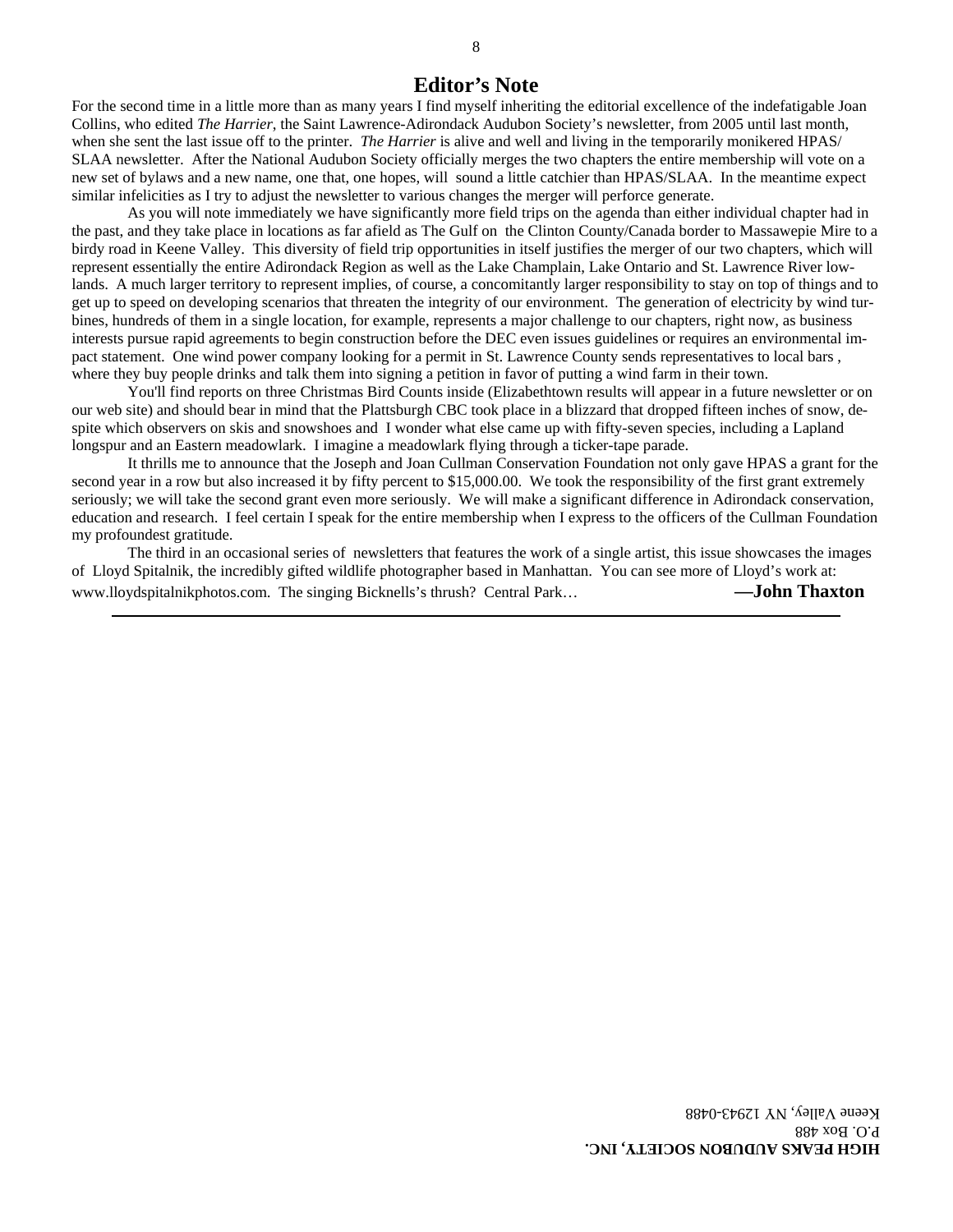## Editor's Note

For the second time in a little more than as many years I find myself inheriting the editorial excellence of the indefatigable Joan Collins, who edited *The Harrier*, the Saint Lawrence-Adirondack Audubon Society's newsletter, from 2005 until last month, when she sent the last issue off to the printer. *The Harrier* is alive and well and living in the temporarily monikered HPAS/ SLAA newsletter. After the National Audubon Society officially merges the two chapters the entire membership will vote on a new set of bylaws and a new name, one that, one hopes, will sound a little catchier than HPAS/SLAA. In the meantime expect similar infelicities as I try to adjust the newsletter to various changes the merger will perforce generate.

As you will note immediately we have significantly more field trips on the agenda than either individual chapter had in the past, and they take place in locations as far afield as The Gulf on the Clinton County/Canada border to Massawepie Mire to a birdy road in Keene Valley. This diversity of field trip opportunities in itself justifies the merger of our two chapters, which will represent essentially the entire Adirondack Region as well as the Lake Champlain, Lake Ontario and St. Lawrence River low-lands. A much larger territory to represent implies, of course, a concomitantly larger responsibility to stay on top of things and to get up to speed on developing scenarios that threaten the integrity of our environment. The generation of electricity by wind tur-bines, hundreds of them in a single location, for example, represents a major challenge to our chapters, right now, as business interests pursue rapid agreements to begin construction before the DEC even issues guidelines or requires an environmental im-pact statement. One wind power company looking for a permit in St. Lawrence County sends representatives to local bars , where they buy people drinks and talk them into signing a petition in favor of putting a wind farm in their town.

You'll find reports on three Christmas Bird Counts inside (Elizabethtown results will appear in a future newsletter or on our web site) and should bear in mind that the Plattsburgh CBC took place in a blizzard that dropped fifteen inches of snow, de-spite which observers on skis and snowshoes and I wonder what else came up with fifty-seven species, including a Lapland longspur and an Eastern meadowlark. I imagine a meadowlark flying through a ticker-tape parade.

It thrills me to announce that the Joseph and Joan Cullman Conservation Foundation not only gave HPAS a grant for the second year in a row but also increased it by fifty percent to $15,000.00. We took the responsibility of the first grant extremely seriously; we will take the second grant even more seriously. We will make a significant difference in Adirondack conservation, education and research. I feel certain I speak for the entire membership when I express to the officers of the Cullman Foundation my profoundest gratitude.

The third in an occasional series of newsletters that features the work of a single artist, this issue showcases the images of Lloyd Spitalnik, the incredibly gifted wildlife photographer based in Manhattan. You can see more of Lloyd's work at: www.lloydspitalnikphotos.com. The singing Bicknells's thrush? Central Park…

**—John Thaxton**

---

**HIGH PEAKS AUDUBON SOCIETY, INC.**
P.O. Box 488
Keene Valley, NY 12943-0488